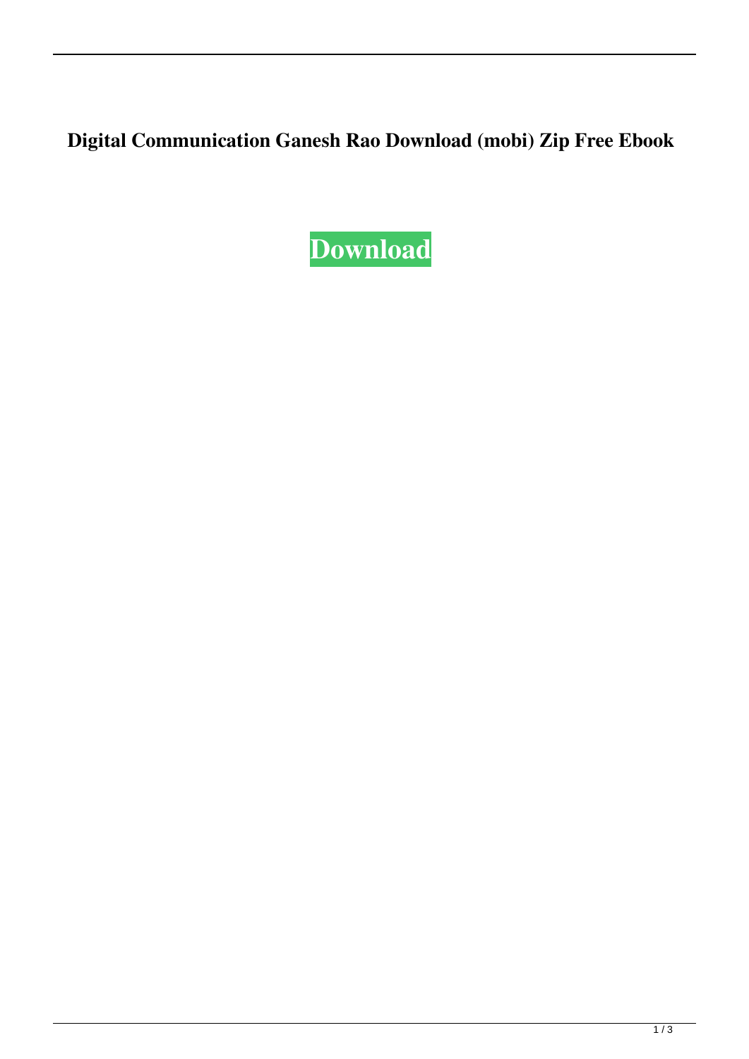**Digital Communication Ganesh Rao Download (mobi) Zip Free Ebook**

Download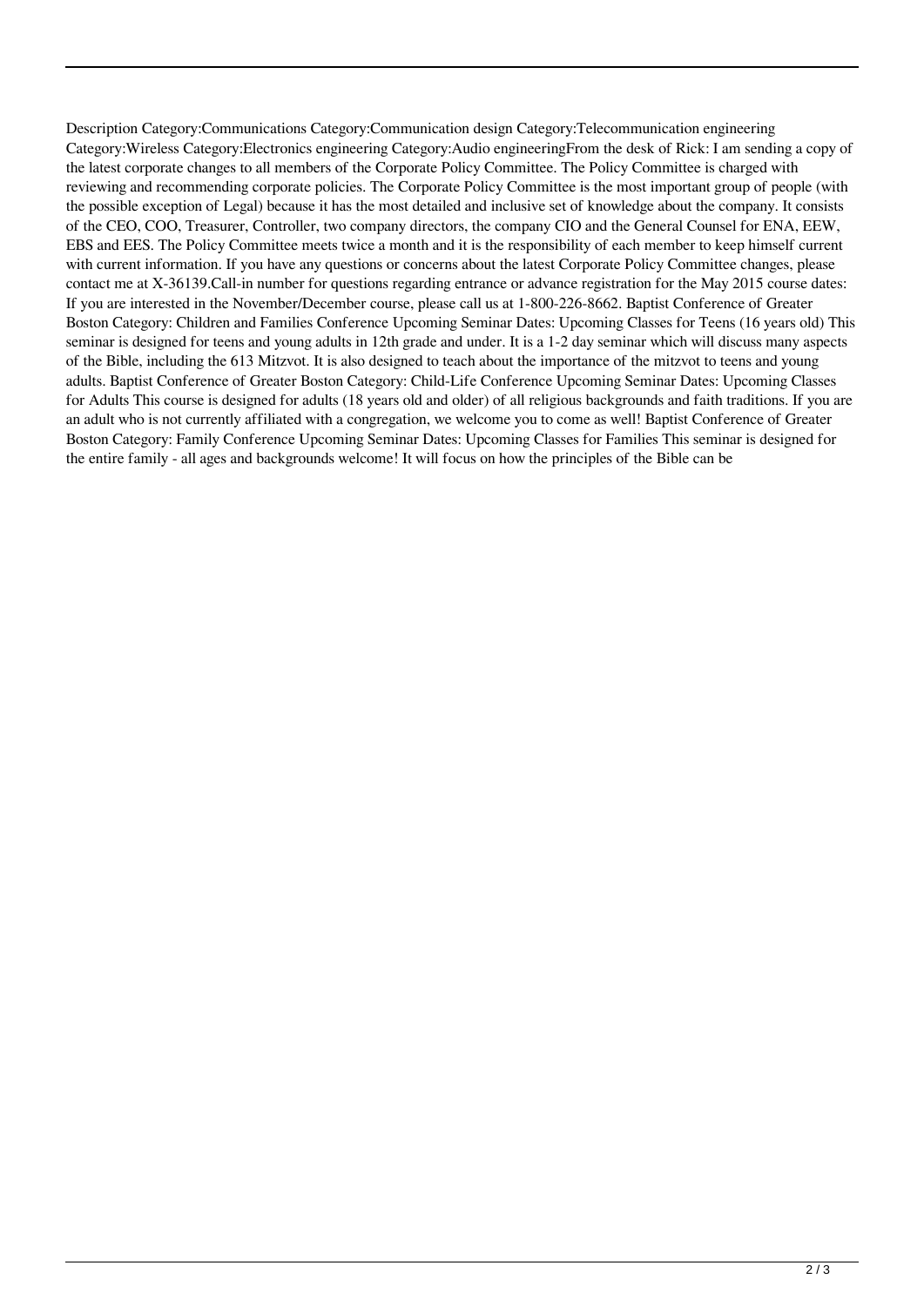Description Category:Communications Category:Communication design Category:Telecommunication engineering Category:Wireless Category:Electronics engineering Category:Audio engineeringFrom the desk of Rick: I am sending a copy of the latest corporate changes to all members of the Corporate Policy Committee. The Policy Committee is charged with reviewing and recommending corporate policies. The Corporate Policy Committee is the most important group of people (with the possible exception of Legal) because it has the most detailed and inclusive set of knowledge about the company. It consists of the CEO, COO, Treasurer, Controller, two company directors, the company CIO and the General Counsel for ENA, EEW, EBS and EES. The Policy Committee meets twice a month and it is the responsibility of each member to keep himself current with current information. If you have any questions or concerns about the latest Corporate Policy Committee changes, please contact me at X-36139.Call-in number for questions regarding entrance or advance registration for the May 2015 course dates: If you are interested in the November/December course, please call us at 1-800-226-8662. Baptist Conference of Greater Boston Category: Children and Families Conference Upcoming Seminar Dates: Upcoming Classes for Teens (16 years old) This seminar is designed for teens and young adults in 12th grade and under. It is a 1-2 day seminar which will discuss many aspects of the Bible, including the 613 Mitzvot. It is also designed to teach about the importance of the mitzvot to teens and young adults. Baptist Conference of Greater Boston Category: Child-Life Conference Upcoming Seminar Dates: Upcoming Classes for Adults This course is designed for adults (18 years old and older) of all religious backgrounds and faith traditions. If you are an adult who is not currently affiliated with a congregation, we welcome you to come as well! Baptist Conference of Greater Boston Category: Family Conference Upcoming Seminar Dates: Upcoming Classes for Families This seminar is designed for the entire family - all ages and backgrounds welcome! It will focus on how the principles of the Bible can be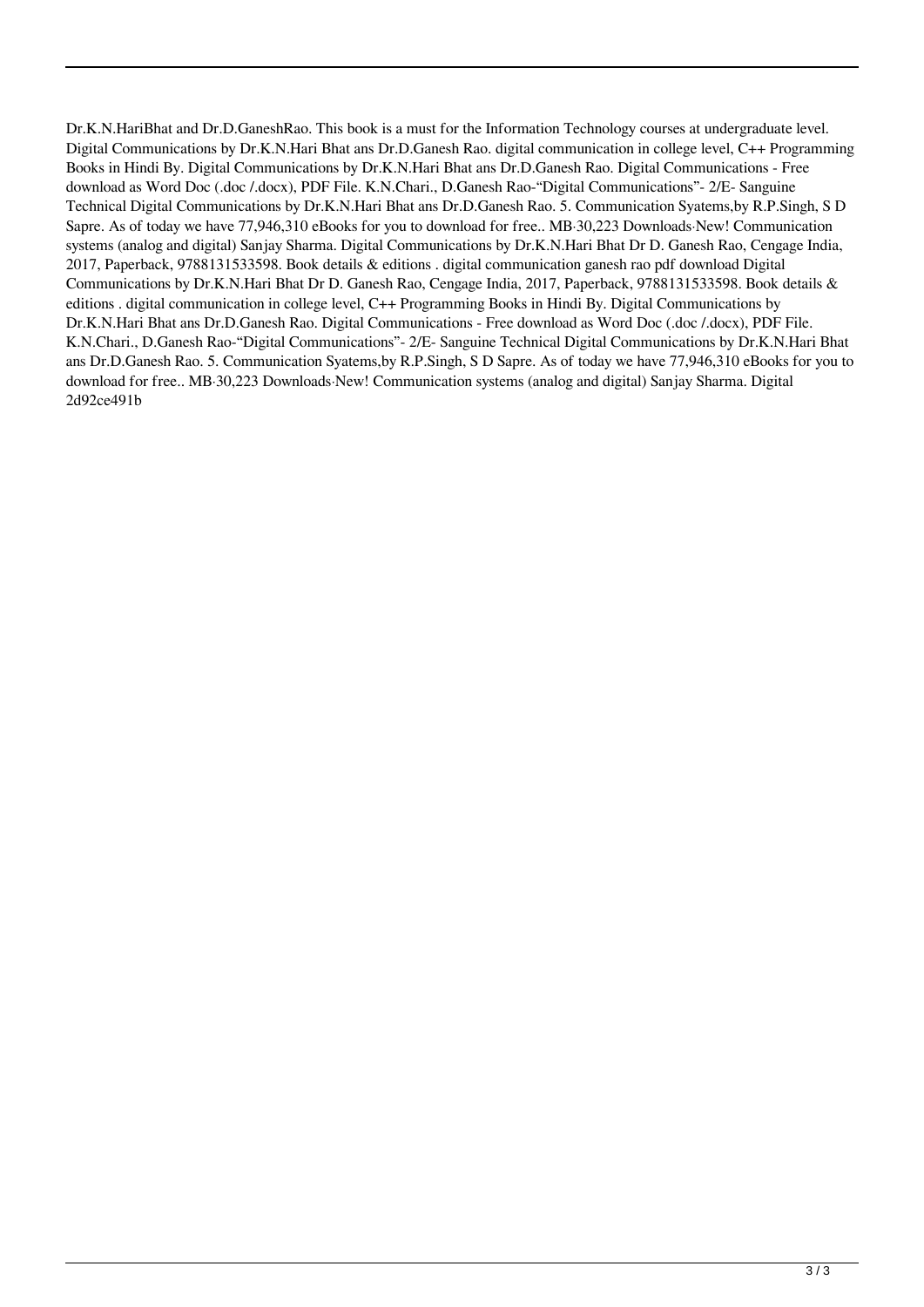Dr.K.N.HariBhat and Dr.D.GaneshRao. This book is a must for the Information Technology courses at undergraduate level. Digital Communications by Dr.K.N.Hari Bhat ans Dr.D.Ganesh Rao. digital communication in college level, C++ Programming Books in Hindi By. Digital Communications by Dr.K.N.Hari Bhat ans Dr.D.Ganesh Rao. Digital Communications - Free download as Word Doc (.doc /.docx), PDF File. K.N.Chari., D.Ganesh Rao-"Digital Communications"- 2/E- Sanguine Technical Digital Communications by Dr.K.N.Hari Bhat ans Dr.D.Ganesh Rao. 5. Communication Syatems,by R.P.Singh, S D Sapre. As of today we have 77,946,310 eBooks for you to download for free.. MB·30,223 Downloads·New! Communication systems (analog and digital) Sanjay Sharma. Digital Communications by Dr.K.N.Hari Bhat Dr D. Ganesh Rao, Cengage India, 2017, Paperback, 9788131533598. Book details & editions . digital communication ganesh rao pdf download Digital Communications by Dr.K.N.Hari Bhat Dr D. Ganesh Rao, Cengage India, 2017, Paperback, 9788131533598. Book details & editions . digital communication in college level, C++ Programming Books in Hindi By. Digital Communications by Dr.K.N.Hari Bhat ans Dr.D.Ganesh Rao. Digital Communications - Free download as Word Doc (.doc /.docx), PDF File. K.N.Chari., D.Ganesh Rao-"Digital Communications"- 2/E- Sanguine Technical Digital Communications by Dr.K.N.Hari Bhat ans Dr.D.Ganesh Rao. 5. Communication Syatems,by R.P.Singh, S D Sapre. As of today we have 77,946,310 eBooks for you to download for free.. MB·30,223 Downloads·New! Communication systems (analog and digital) Sanjay Sharma. Digital
2d92ce491b